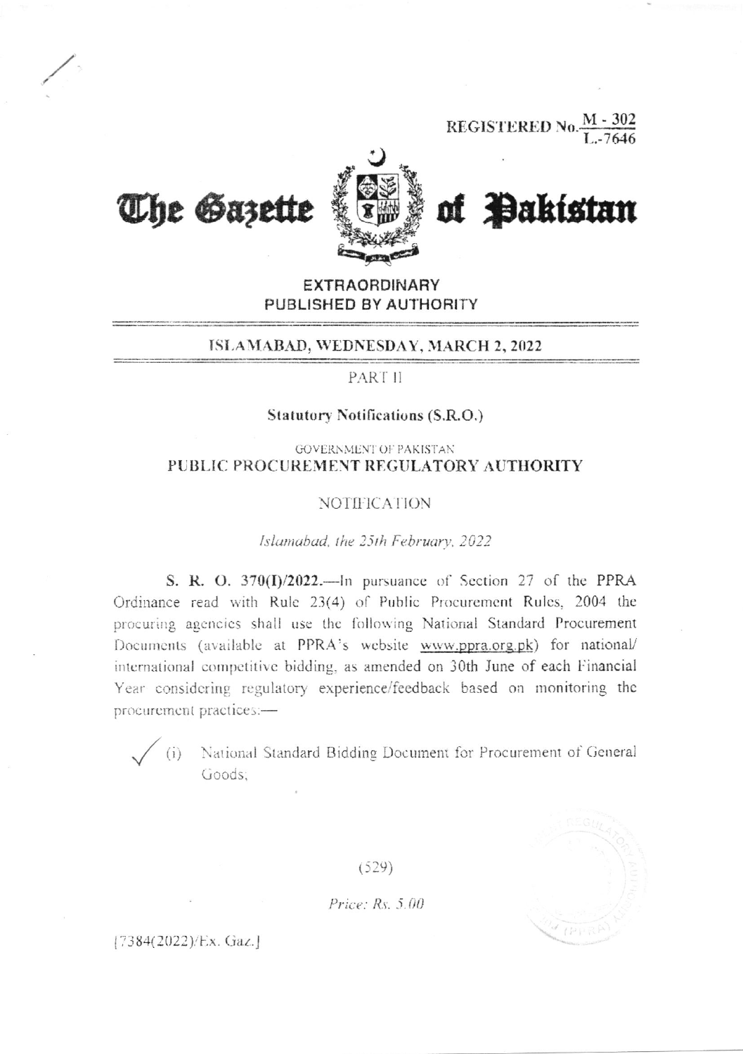REGISTERED No. $\frac{M - 302}{L.-7646}$

# The Gazette of Pakistan

**EXTRAORDINARY**
**PUBLISHED BY AUTHORITY**

**ISLAMABAD, WEDNESDAY, MARCH 2, 2022**

PART II

**Statutory Notifications (S.R.O.)**

GOVERNMENT OF PAKISTAN

## PUBLIC PROCUREMENT REGULATORY AUTHORITY

NOTIFICATION

*Islamabad, the 25th February, 2022*

**S. R. O. 370(I)/2022.**—In pursuance of Section 27 of the PPRA Ordinance read with Rule 23(4) of Public Procurement Rules, 2004 the procuring agencies shall use the following National Standard Procurement Documents (available at PPRA's website www.ppra.org.pk) for national/ international competitive bidding, as amended on 30th June of each Financial Year considering regulatory experience/feedback based on monitoring the procurement practices:—

(i) National Standard Bidding Document for Procurement of General Goods;

(529)

*Price: Rs. 5.00*

[7384(2022)/Ex. Gaz.]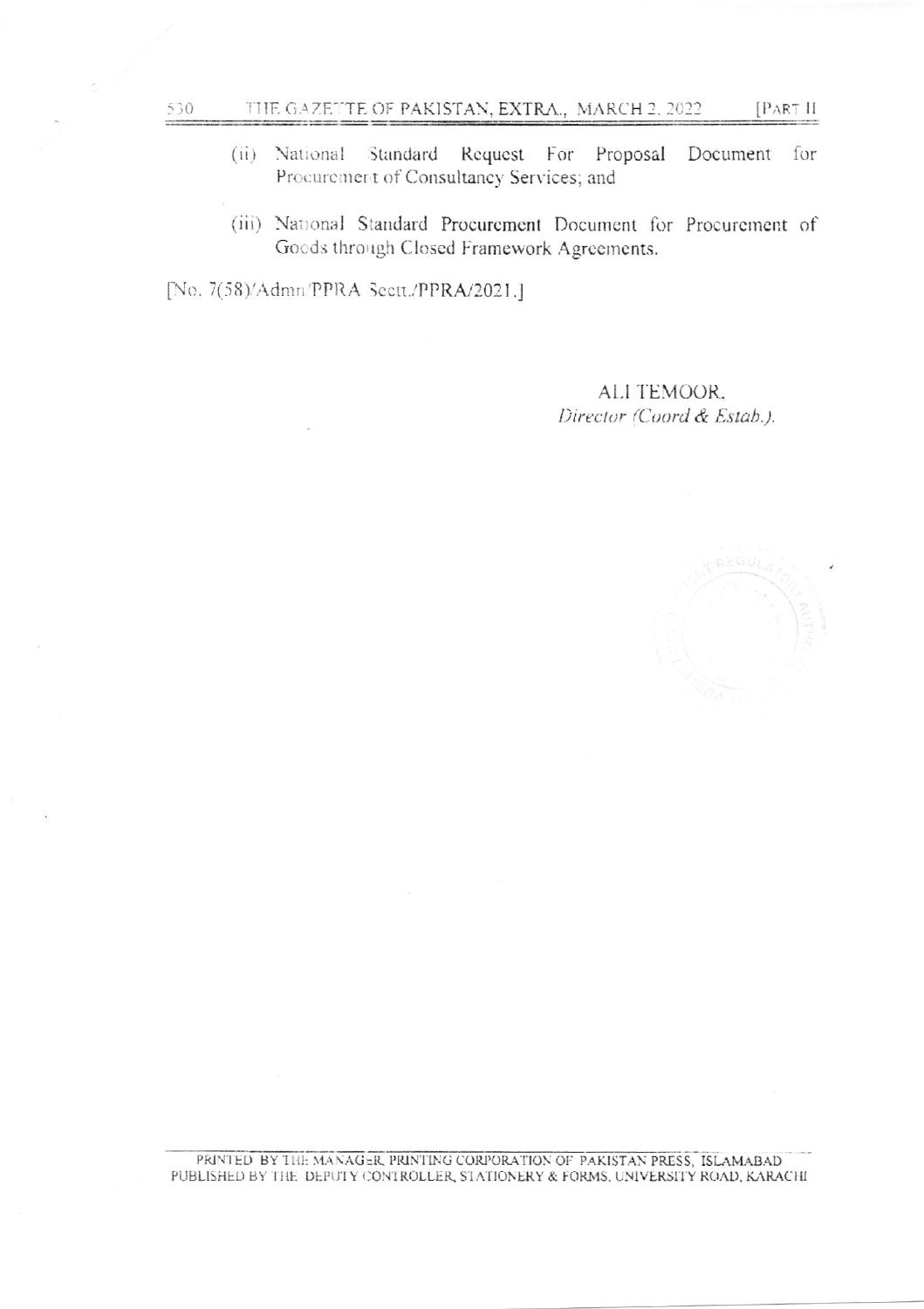(ii) National Standard Request For Proposal Document for Procurement of Consultancy Services; and

(iii) National Standard Procurement Document for Procurement of Goods through Closed Framework Agreements.

[No. 7(58)/Admn/PPRA Sectt./PPRA/2021.]

ALI TEMOOR,
*Director (Coord & Estab.).*

PRINTED BY THE MANAGER, PRINTING CORPORATION OF PAKISTAN PRESS, ISLAMABAD
PUBLISHED BY THE DEPUTY CONTROLLER, STATIONERY & FORMS, UNIVERSITY ROAD, KARACHI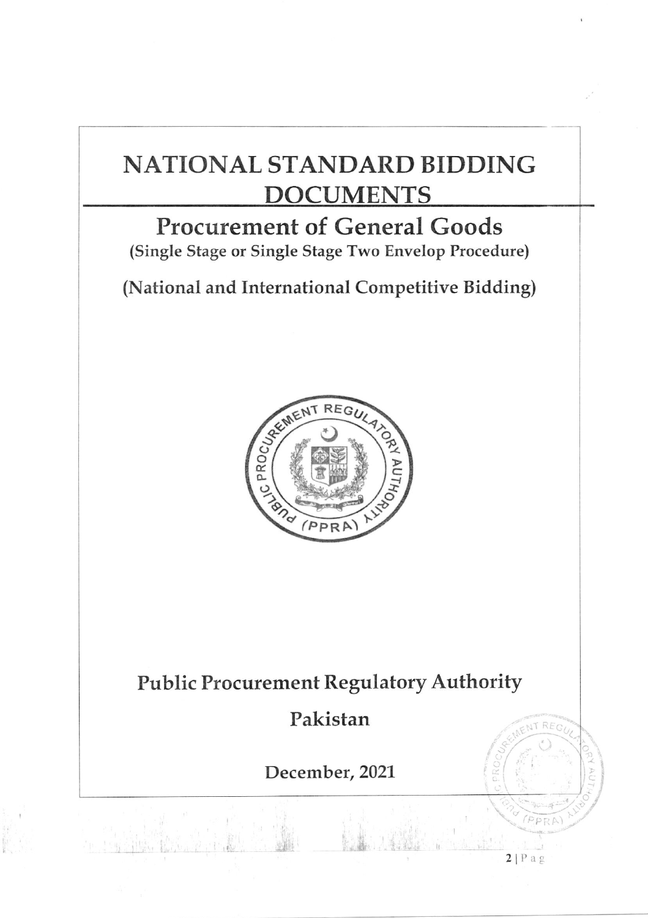# NATIONAL STANDARD BIDDING DOCUMENTS

## Procurement of General Goods

**(Single Stage or Single Stage Two Envelop Procedure)**

**(National and International Competitive Bidding)**

## Public Procurement Regulatory Authority

## Pakistan

**December, 2021**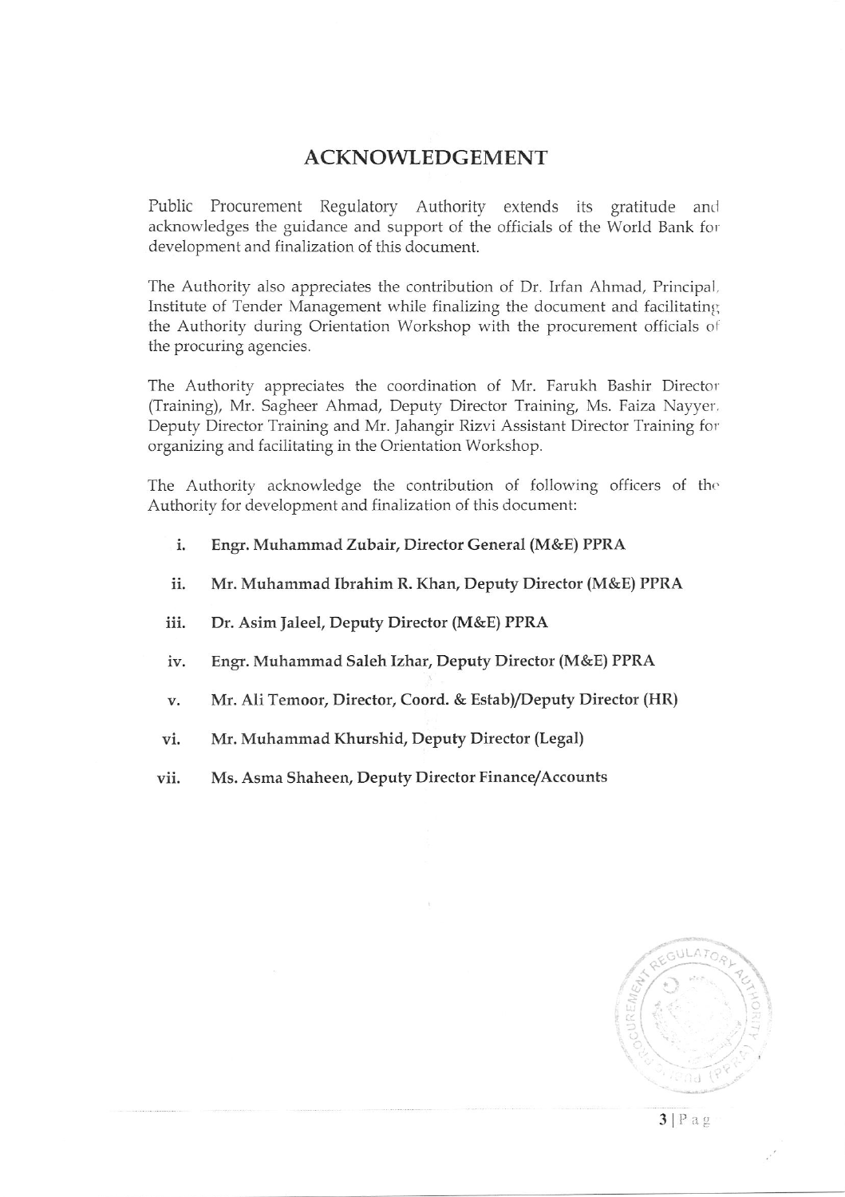# ACKNOWLEDGEMENT

Public Procurement Regulatory Authority extends its gratitude and acknowledges the guidance and support of the officials of the World Bank for development and finalization of this document.

The Authority also appreciates the contribution of Dr. Irfan Ahmad, Principal, Institute of Tender Management while finalizing the document and facilitating the Authority during Orientation Workshop with the procurement officials of the procuring agencies.

The Authority appreciates the coordination of Mr. Farukh Bashir Director (Training), Mr. Sagheer Ahmad, Deputy Director Training, Ms. Faiza Nayyer, Deputy Director Training and Mr. Jahangir Rizvi Assistant Director Training for organizing and facilitating in the Orientation Workshop.

The Authority acknowledge the contribution of following officers of the Authority for development and finalization of this document:

i. **Engr. Muhammad Zubair, Director General (M&E) PPRA**

ii. **Mr. Muhammad Ibrahim R. Khan, Deputy Director (M&E) PPRA**

iii. **Dr. Asim Jaleel, Deputy Director (M&E) PPRA**

iv. **Engr. Muhammad Saleh Izhar, Deputy Director (M&E) PPRA**

v. **Mr. Ali Temoor, Director, Coord. & Estab)/Deputy Director (HR)**

vi. **Mr. Muhammad Khurshid, Deputy Director (Legal)**

vii. **Ms. Asma Shaheen, Deputy Director Finance/Accounts**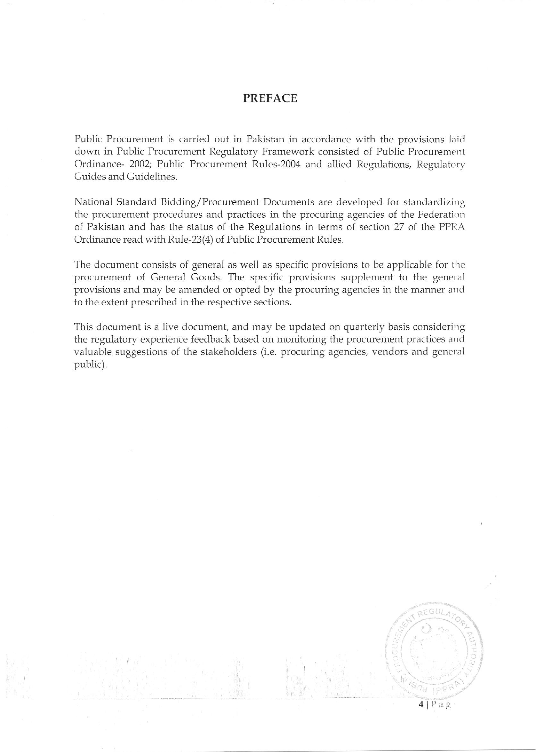# PREFACE

Public Procurement is carried out in Pakistan in accordance with the provisions laid down in Public Procurement Regulatory Framework consisted of Public Procurement Ordinance- 2002; Public Procurement Rules-2004 and allied Regulations, Regulatory Guides and Guidelines.

National Standard Bidding/Procurement Documents are developed for standardizing the procurement procedures and practices in the procuring agencies of the Federation of Pakistan and has the status of the Regulations in terms of section 27 of the PPRA Ordinance read with Rule-23(4) of Public Procurement Rules.

The document consists of general as well as specific provisions to be applicable for the procurement of General Goods. The specific provisions supplement to the general provisions and may be amended or opted by the procuring agencies in the manner and to the extent prescribed in the respective sections.

This document is a live document, and may be updated on quarterly basis considering the regulatory experience feedback based on monitoring the procurement practices and valuable suggestions of the stakeholders (i.e. procuring agencies, vendors and general public).